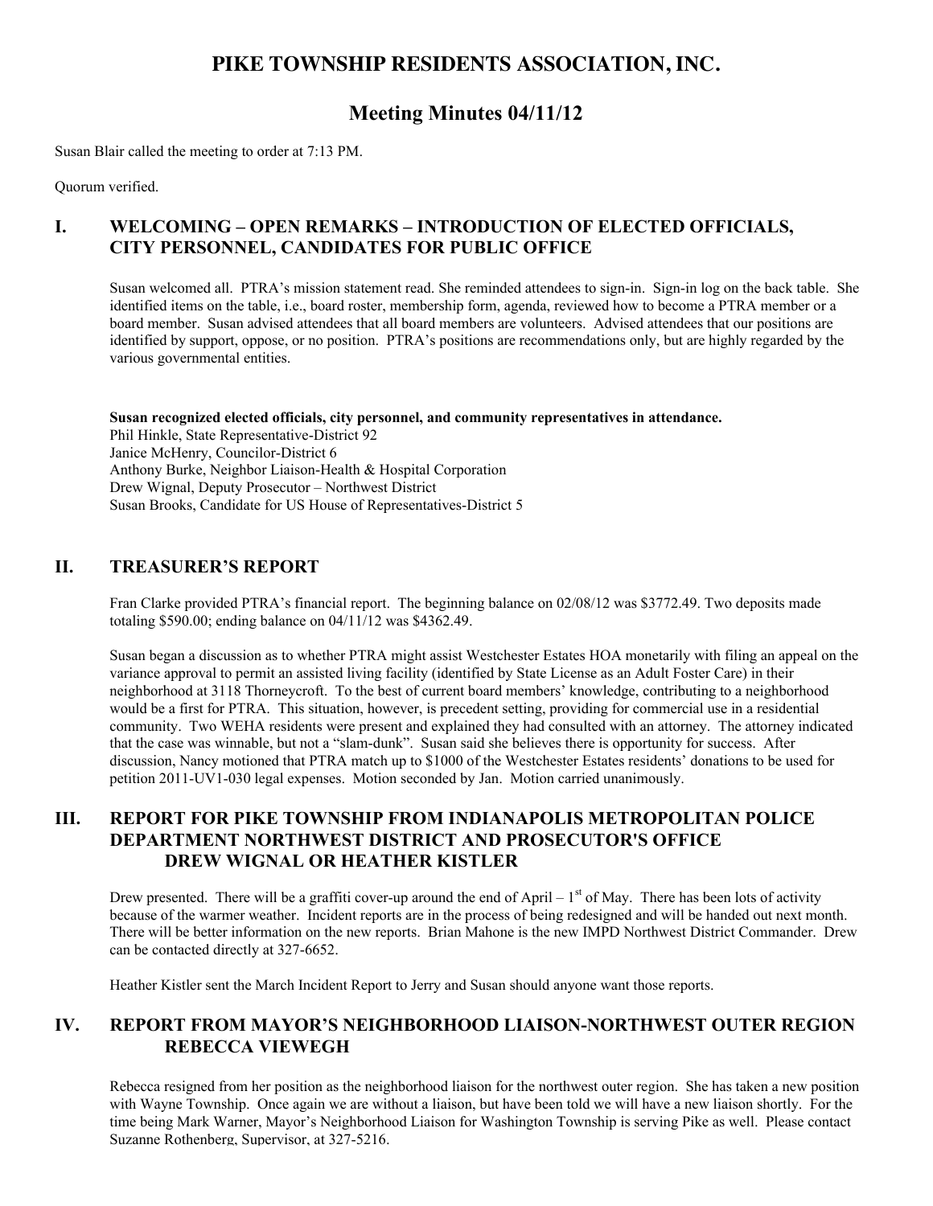# PIKE TOWNSHIP RESIDENTS ASSOCIATION, INC.

## Meeting Minutes 04/11/12

Susan Blair called the meeting to order at 7:13 PM.

Quorum verified.

## I. WELCOMING – OPEN REMARKS – INTRODUCTION OF ELECTED OFFICIALS, CITY PERSONNEL, CANDIDATES FOR PUBLIC OFFICE

Susan welcomed all. PTRA's mission statement read. She reminded attendees to sign-in. Sign-in log on the back table. She identified items on the table, i.e., board roster, membership form, agenda, reviewed how to become a PTRA member or a board member. Susan advised attendees that all board members are volunteers. Advised attendees that our positions are identified by support, oppose, or no position. PTRA's positions are recommendations only, but are highly regarded by the various governmental entities.

**Susan recognized elected officials, city personnel, and community representatives in attendance.**
Phil Hinkle, State Representative-District 92
Janice McHenry, Councilor-District 6
Anthony Burke, Neighbor Liaison-Health & Hospital Corporation
Drew Wignal, Deputy Prosecutor – Northwest District
Susan Brooks, Candidate for US House of Representatives-District 5

## II. TREASURER'S REPORT

Fran Clarke provided PTRA's financial report. The beginning balance on 02/08/12 was $3772.49. Two deposits made totaling $590.00; ending balance on 04/11/12 was $4362.49.

Susan began a discussion as to whether PTRA might assist Westchester Estates HOA monetarily with filing an appeal on the variance approval to permit an assisted living facility (identified by State License as an Adult Foster Care) in their neighborhood at 3118 Thorneycroft. To the best of current board members' knowledge, contributing to a neighborhood would be a first for PTRA. This situation, however, is precedent setting, providing for commercial use in a residential community. Two WEHA residents were present and explained they had consulted with an attorney. The attorney indicated that the case was winnable, but not a "slam-dunk". Susan said she believes there is opportunity for success. After discussion, Nancy motioned that PTRA match up to $1000 of the Westchester Estates residents' donations to be used for petition 2011-UV1-030 legal expenses. Motion seconded by Jan. Motion carried unanimously.

## III. REPORT FOR PIKE TOWNSHIP FROM INDIANAPOLIS METROPOLITAN POLICE DEPARTMENT NORTHWEST DISTRICT AND PROSECUTOR'S OFFICE DREW WIGNAL OR HEATHER KISTLER

Drew presented. There will be a graffiti cover-up around the end of April – 1st of May. There has been lots of activity because of the warmer weather. Incident reports are in the process of being redesigned and will be handed out next month. There will be better information on the new reports. Brian Mahone is the new IMPD Northwest District Commander. Drew can be contacted directly at 327-6652.

Heather Kistler sent the March Incident Report to Jerry and Susan should anyone want those reports.

## IV. REPORT FROM MAYOR'S NEIGHBORHOOD LIAISON-NORTHWEST OUTER REGION REBECCA VIEWEGH

Rebecca resigned from her position as the neighborhood liaison for the northwest outer region. She has taken a new position with Wayne Township. Once again we are without a liaison, but have been told we will have a new liaison shortly. For the time being Mark Warner, Mayor's Neighborhood Liaison for Washington Township is serving Pike as well. Please contact Suzanne Rothenberg, Supervisor, at 327-5216.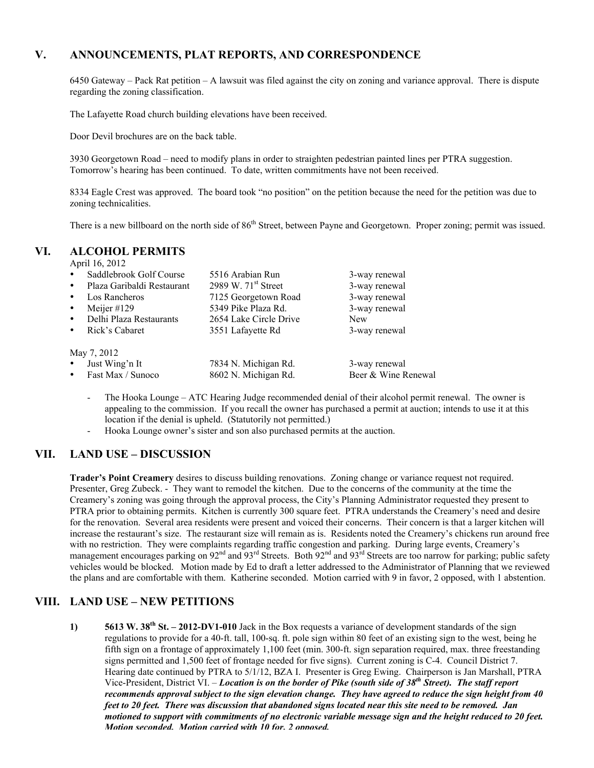## V. ANNOUNCEMENTS, PLAT REPORTS, AND CORRESPONDENCE

6450 Gateway – Pack Rat petition – A lawsuit was filed against the city on zoning and variance approval. There is dispute regarding the zoning classification.

The Lafayette Road church building elevations have been received.

Door Devil brochures are on the back table.

3930 Georgetown Road – need to modify plans in order to straighten pedestrian painted lines per PTRA suggestion. Tomorrow's hearing has been continued. To date, written commitments have not been received.

8334 Eagle Crest was approved. The board took "no position" on the petition because the need for the petition was due to zoning technicalities.

There is a new billboard on the north side of 86th Street, between Payne and Georgetown. Proper zoning; permit was issued.

## VI. ALCOHOL PERMITS

April 16, 2012

| | | |
|---|---|---|
| • Saddlebrook Golf Course | 5516 Arabian Run | 3-way renewal |
| • Plaza Garibaldi Restaurant | 2989 W. 71st Street | 3-way renewal |
| • Los Rancheros | 7125 Georgetown Road | 3-way renewal |
| • Meijer #129 | 5349 Pike Plaza Rd. | 3-way renewal |
| • Delhi Plaza Restaurants | 2654 Lake Circle Drive | New |
| • Rick's Cabaret | 3551 Lafayette Rd | 3-way renewal |

May 7, 2012

| | | |
|---|---|---|
| • Just Wing'n It | 7834 N. Michigan Rd. | 3-way renewal |
| • Fast Max / Sunoco | 8602 N. Michigan Rd. | Beer & Wine Renewal |

- The Hooka Lounge – ATC Hearing Judge recommended denial of their alcohol permit renewal. The owner is appealing to the commission. If you recall the owner has purchased a permit at auction; intends to use it at this location if the denial is upheld. (Statutorily not permitted.)
- Hooka Lounge owner's sister and son also purchased permits at the auction.

## VII. LAND USE – DISCUSSION

**Trader's Point Creamery** desires to discuss building renovations. Zoning change or variance request not required. Presenter, Greg Zubeck. - They want to remodel the kitchen. Due to the concerns of the community at the time the Creamery's zoning was going through the approval process, the City's Planning Administrator requested they present to PTRA prior to obtaining permits. Kitchen is currently 300 square feet. PTRA understands the Creamery's need and desire for the renovation. Several area residents were present and voiced their concerns. Their concern is that a larger kitchen will increase the restaurant's size. The restaurant size will remain as is. Residents noted the Creamery's chickens run around free with no restriction. They were complaints regarding traffic congestion and parking. During large events, Creamery's management encourages parking on 92nd and 93rd Streets. Both 92nd and 93rd Streets are too narrow for parking; public safety vehicles would be blocked. Motion made by Ed to draft a letter addressed to the Administrator of Planning that we reviewed the plans and are comfortable with them. Katherine seconded. Motion carried with 9 in favor, 2 opposed, with 1 abstention.

## VIII. LAND USE – NEW PETITIONS

1) **5613 W. 38th St. – 2012-DV1-010** Jack in the Box requests a variance of development standards of the sign regulations to provide for a 40-ft. tall, 100-sq. ft. pole sign within 80 feet of an existing sign to the west, being he fifth sign on a frontage of approximately 1,100 feet (min. 300-ft. sign separation required, max. three freestanding signs permitted and 1,500 feet of frontage needed for five signs). Current zoning is C-4. Council District 7. Hearing date continued by PTRA to 5/1/12, BZA I. Presenter is Greg Ewing. Chairperson is Jan Marshall, PTRA Vice-President, District VI. – ***Location is on the border of Pike (south side of 38th Street). The staff report recommends approval subject to the sign elevation change. They have agreed to reduce the sign height from 40 feet to 20 feet. There was discussion that abandoned signs located near this site need to be removed. Jan motioned to support with commitments of no electronic variable message sign and the height reduced to 20 feet. Motion seconded. Motion carried with 10 for, 2 opposed.***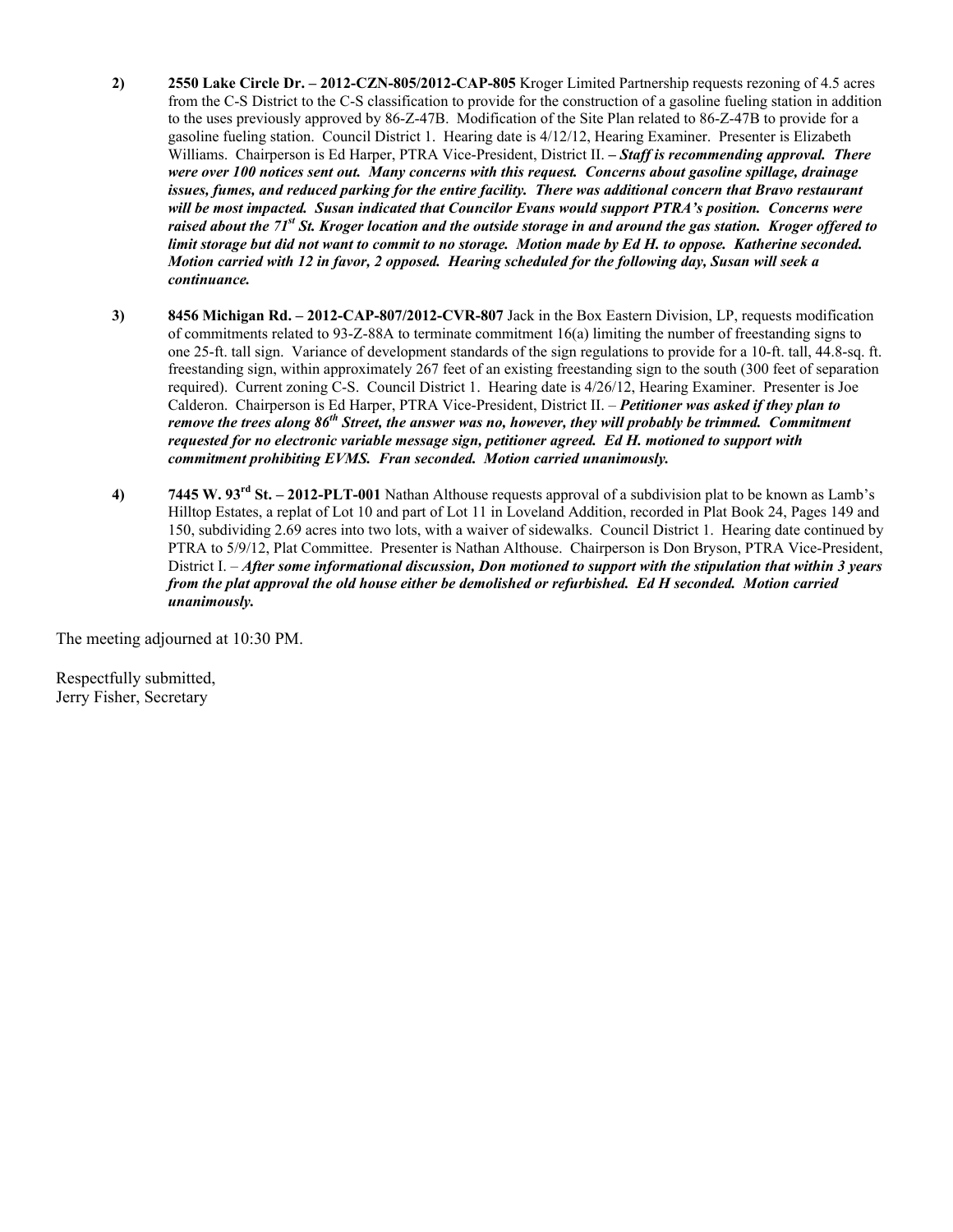2) **2550 Lake Circle Dr. – 2012-CZN-805/2012-CAP-805** Kroger Limited Partnership requests rezoning of 4.5 acres from the C-S District to the C-S classification to provide for the construction of a gasoline fueling station in addition to the uses previously approved by 86-Z-47B. Modification of the Site Plan related to 86-Z-47B to provide for a gasoline fueling station. Council District 1. Hearing date is 4/12/12, Hearing Examiner. Presenter is Elizabeth Williams. Chairperson is Ed Harper, PTRA Vice-President, District II. ***– Staff is recommending approval. There were over 100 notices sent out. Many concerns with this request. Concerns about gasoline spillage, drainage issues, fumes, and reduced parking for the entire facility. There was additional concern that Bravo restaurant will be most impacted. Susan indicated that Councilor Evans would support PTRA's position. Concerns were raised about the 71st St. Kroger location and the outside storage in and around the gas station. Kroger offered to limit storage but did not want to commit to no storage. Motion made by Ed H. to oppose. Katherine seconded. Motion carried with 12 in favor, 2 opposed. Hearing scheduled for the following day, Susan will seek a continuance.***

3) **8456 Michigan Rd. – 2012-CAP-807/2012-CVR-807** Jack in the Box Eastern Division, LP, requests modification of commitments related to 93-Z-88A to terminate commitment 16(a) limiting the number of freestanding signs to one 25-ft. tall sign. Variance of development standards of the sign regulations to provide for a 10-ft. tall, 44.8-sq. ft. freestanding sign, within approximately 267 feet of an existing freestanding sign to the south (300 feet of separation required). Current zoning C-S. Council District 1. Hearing date is 4/26/12, Hearing Examiner. Presenter is Joe Calderon. Chairperson is Ed Harper, PTRA Vice-President, District II. – ***Petitioner was asked if they plan to remove the trees along 86th Street, the answer was no, however, they will probably be trimmed. Commitment requested for no electronic variable message sign, petitioner agreed. Ed H. motioned to support with commitment prohibiting EVMS. Fran seconded. Motion carried unanimously.***

4) **7445 W. 93rd St. – 2012-PLT-001** Nathan Althouse requests approval of a subdivision plat to be known as Lamb's Hilltop Estates, a replat of Lot 10 and part of Lot 11 in Loveland Addition, recorded in Plat Book 24, Pages 149 and 150, subdividing 2.69 acres into two lots, with a waiver of sidewalks. Council District 1. Hearing date continued by PTRA to 5/9/12, Plat Committee. Presenter is Nathan Althouse. Chairperson is Don Bryson, PTRA Vice-President, District I. – ***After some informational discussion, Don motioned to support with the stipulation that within 3 years from the plat approval the old house either be demolished or refurbished. Ed H seconded. Motion carried unanimously.***

The meeting adjourned at 10:30 PM.

Respectfully submitted,
Jerry Fisher, Secretary